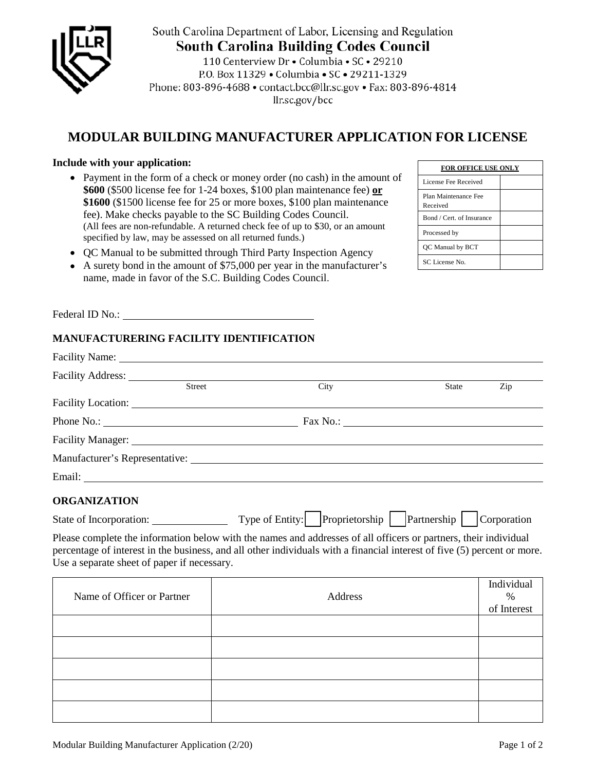South Carolina Department of Labor, Licensing and Regulation

**South Carolina Building Codes Council**

110 Centerview Dr • Columbia • SC • 29210
P.O. Box 11329 • Columbia • SC • 29211-1329
Phone: 803-896-4688 • contact.bcc@llr.sc.gov • Fax: 803-896-4814
llr.sc.gov/bcc

# MODULAR BUILDING MANUFACTURER APPLICATION FOR LICENSE

**Include with your application:**

- Payment in the form of a check or money order (no cash) in the amount of **$600** ($500 license fee for 1-24 boxes, $100 plan maintenance fee) **or** **$1600** ($1500 license fee for 25 or more boxes, $100 plan maintenance fee). Make checks payable to the SC Building Codes Council. (All fees are non-refundable. A returned check fee of up to $30, or an amount specified by law, may be assessed on all returned funds.)
- QC Manual to be submitted through Third Party Inspection Agency
- A surety bond in the amount of $75,000 per year in the manufacturer's name, made in favor of the S.C. Building Codes Council.

| FOR OFFICE USE ONLY | |
|---|---|
| License Fee Received | |
| Plan Maintenance Fee Received | |
| Bond / Cert. of Insurance | |
| Processed by | |
| QC Manual by BCT | |
| SC License No. | |

Federal ID No.: ____________________

## MANUFACTURERING FACILITY IDENTIFICATION

Facility Name: ____________________

Facility Address: ____________________
Street City State Zip

Facility Location: ____________________

Phone No.: ____________________ Fax No.: ____________________

Facility Manager: ____________________

Manufacturer's Representative: ____________________

Email: ____________________

## ORGANIZATION

State of Incorporation: ____________ Type of Entity: ☐ Proprietorship ☐ Partnership ☐ Corporation

Please complete the information below with the names and addresses of all officers or partners, their individual percentage of interest in the business, and all other individuals with a financial interest of five (5) percent or more. Use a separate sheet of paper if necessary.

| Name of Officer or Partner | Address | Individual % of Interest |
|---|---|---|
| | | |
| | | |
| | | |
| | | |
| | | |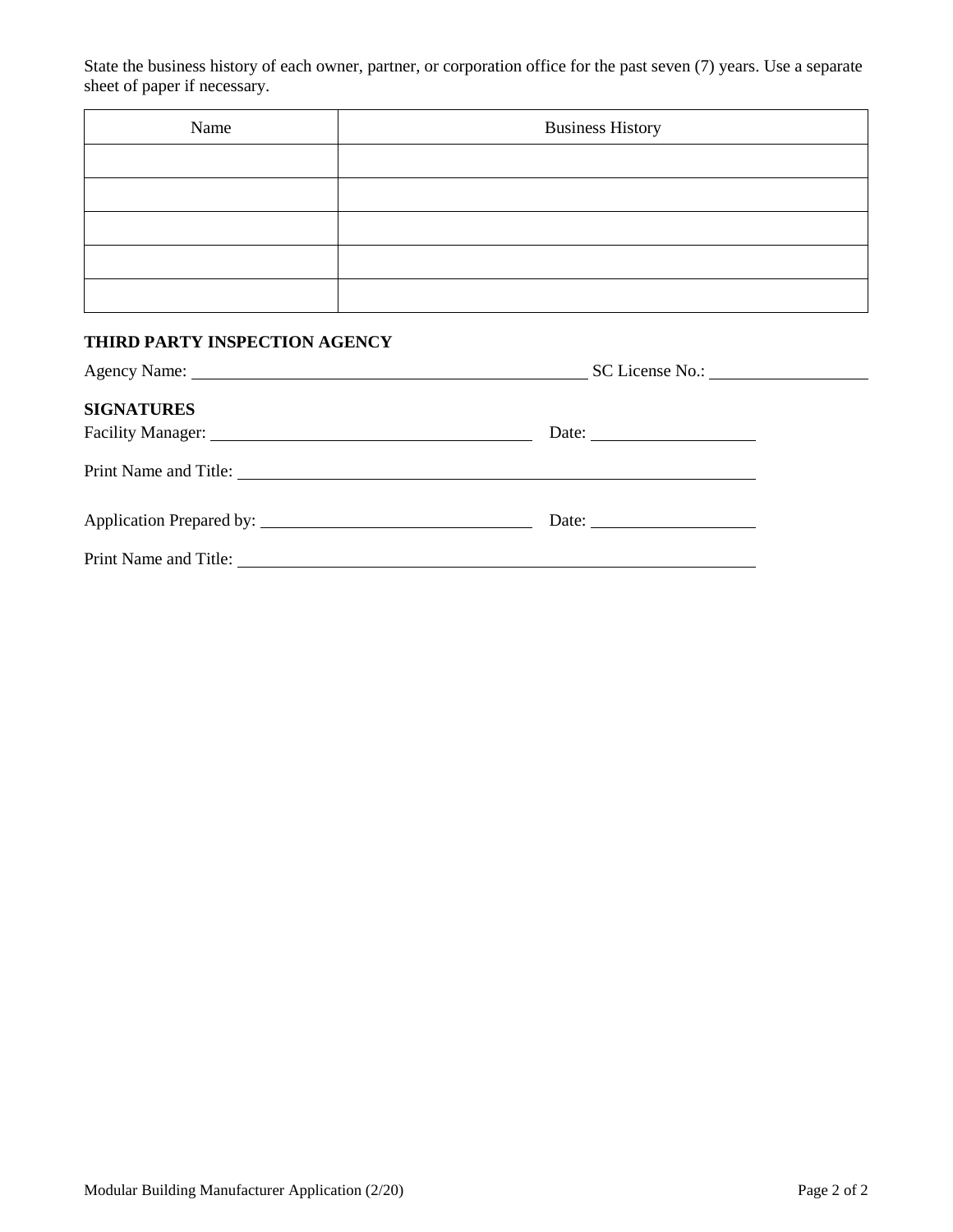State the business history of each owner, partner, or corporation office for the past seven (7) years. Use a separate sheet of paper if necessary.

| Name | Business History |
| --- | --- |
| | |
| | |
| | |
| | |
| | |

**THIRD PARTY INSPECTION AGENCY**

Agency Name: ______________________________ SC License No.: ______________

**SIGNATURES**

Facility Manager: ______________________________ Date: ______________

Print Name and Title: ______________________________

Application Prepared by: ______________________________ Date: ______________

Print Name and Title: ______________________________